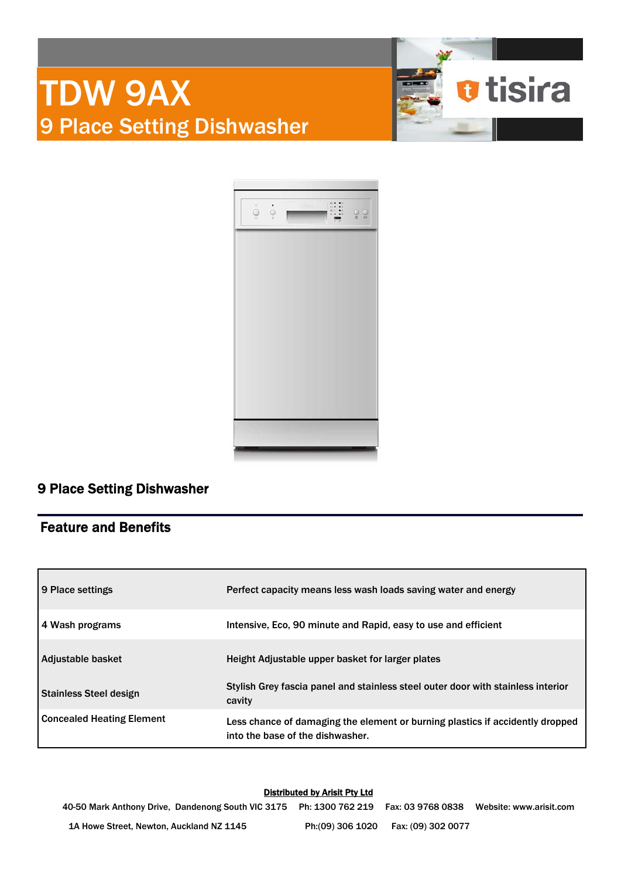# TDW 9AX

## 9 Place Setting Dishwasher

tisira

### 9 Place Setting Dishwasher

### Feature and Benefits

| | |
|---|---|
| 9 Place settings | Perfect capacity means less wash loads saving water and energy |
| 4 Wash programs | Intensive, Eco, 90 minute and Rapid, easy to use and efficient |
| Adjustable basket | Height Adjustable upper basket for larger plates |
| Stainless Steel design | Stylish Grey fascia panel and stainless steel outer door with stainless interior cavity |
| Concealed Heating Element | Less chance of damaging the element or burning plastics if accidently dropped into the base of the dishwasher. |

**Distributed by Arisit Pty Ltd**

40-50 Mark Anthony Drive, Dandenong South VIC 3175 Ph: 1300 762 219 Fax: 03 9768 0838 Website: www.arisit.com

1A Howe Street, Newton, Auckland NZ 1145 Ph:(09) 306 1020 Fax: (09) 302 0077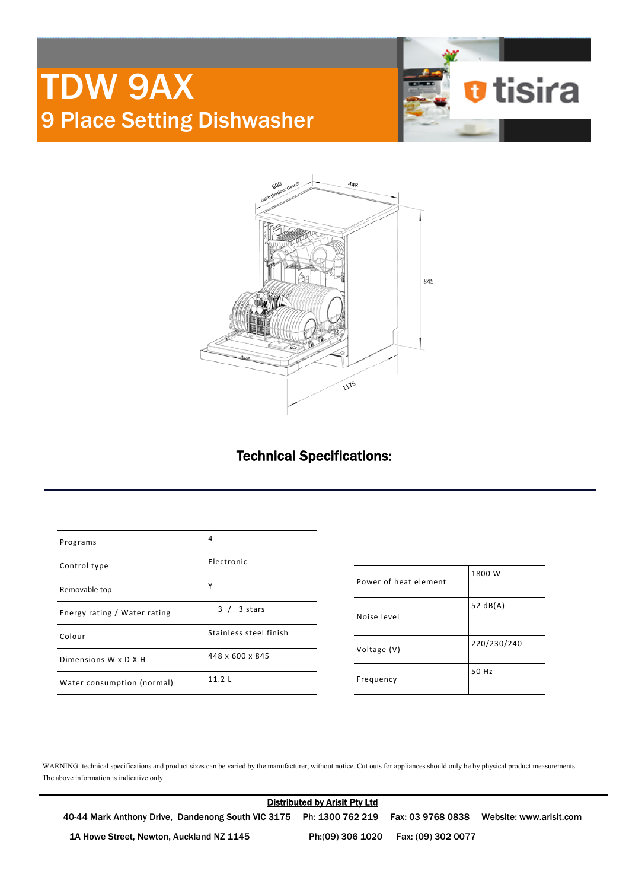# TDW 9AX

## 9 Place Setting Dishwasher

tisira

600 (with the door closed)

448

845

1175

## Technical Specifications:

| | |
|---|---|
| Programs | 4 |
| Control type | Electronic |
| Removable top | Y |
| Energy rating / Water rating | 3 / 3 stars |
| Colour | Stainless steel finish |
| Dimensions W x D X H | 448 x 600 x 845 |
| Water consumption (normal) | 11.2 L |

| | |
|---|---|
| Power of heat element | 1800 W |
| Noise level | 52 dB(A) |
| Voltage (V) | 220/230/240 |
| Frequency | 50 Hz |

WARNING: technical specifications and product sizes can be varied by the manufacturer, without notice. Cut outs for appliances should only be by physical product measurements. The above information is indicative only.

**Distributed by Arisit Pty Ltd**

40-44 Mark Anthony Drive, Dandenong South VIC 3175 Ph: 1300 762 219 Fax: 03 9768 0838 Website: www.arisit.com

1A Howe Street, Newton, Auckland NZ 1145 Ph:(09) 306 1020 Fax: (09) 302 0077